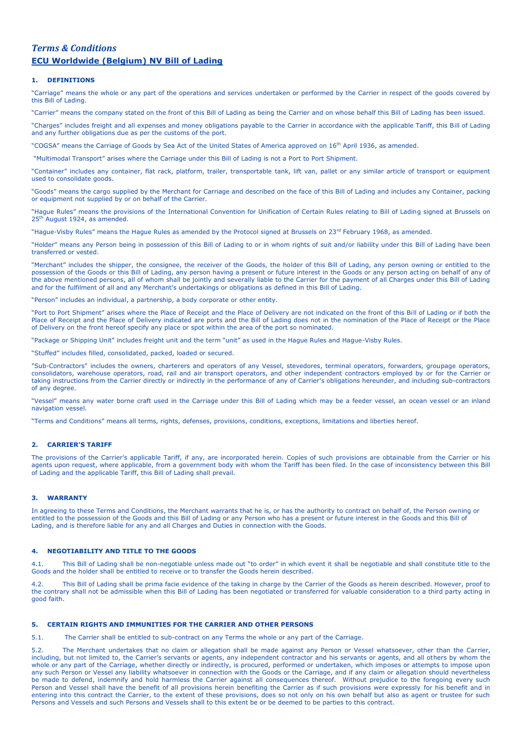# *Terms & Conditions*

## ECU Worldwide (Belgium) NV Bill of Lading

### 1. DEFINITIONS

"Carriage" means the whole or any part of the operations and services undertaken or performed by the Carrier in respect of the goods covered by this Bill of Lading.

"Carrier" means the company stated on the front of this Bill of Lading as being the Carrier and on whose behalf this Bill of Lading has been issued.

"Charges" includes freight and all expenses and money obligations payable to the Carrier in accordance with the applicable Tariff, this Bill of Lading and any further obligations due as per the customs of the port.

"COGSA" means the Carriage of Goods by Sea Act of the United States of America approved on 16th April 1936, as amended.

"Multimodal Transport" arises where the Carriage under this Bill of Lading is not a Port to Port Shipment.

"Container" includes any container, flat rack, platform, trailer, transportable tank, lift van, pallet or any similar article of transport or equipment used to consolidate goods.

"Goods" means the cargo supplied by the Merchant for Carriage and described on the face of this Bill of Lading and includes any Container, packing or equipment not supplied by or on behalf of the Carrier.

"Hague Rules" means the provisions of the International Convention for Unification of Certain Rules relating to Bill of Lading signed at Brussels on 25th August 1924, as amended.

"Hague-Visby Rules" means the Hague Rules as amended by the Protocol signed at Brussels on 23rd February 1968, as amended.

"Holder" means any Person being in possession of this Bill of Lading to or in whom rights of suit and/or liability under this Bill of Lading have been transferred or vested.

"Merchant" includes the shipper, the consignee, the receiver of the Goods, the holder of this Bill of Lading, any person owning or entitled to the possession of the Goods or this Bill of Lading, any person having a present or future interest in the Goods or any person acting on behalf of any of the above mentioned persons, all of whom shall be jointly and severally liable to the Carrier for the payment of all Charges under this Bill of Lading and for the fulfilment of all and any Merchant's undertakings or obligations as defined in this Bill of Lading.

"Person" includes an individual, a partnership, a body corporate or other entity.

"Port to Port Shipment" arises where the Place of Receipt and the Place of Delivery are not indicated on the front of this Bill of Lading or if both the Place of Receipt and the Place of Delivery indicated are ports and the Bill of Lading does not in the nomination of the Place of Receipt or the Place of Delivery on the front hereof specify any place or spot within the area of the port so nominated.

"Package or Shipping Unit" includes freight unit and the term "unit" as used in the Hague Rules and Hague-Visby Rules.

"Stuffed" includes filled, consolidated, packed, loaded or secured.

"Sub-Contractors" includes the owners, charterers and operators of any Vessel, stevedores, terminal operators, forwarders, groupage operators, consolidators, warehouse operators, road, rail and air transport operators, and other independent contractors employed by or for the Carrier or taking instructions from the Carrier directly or indirectly in the performance of any of Carrier's obligations hereunder, and including sub-contractors of any degree.

"Vessel" means any water borne craft used in the Carriage under this Bill of Lading which may be a feeder vessel, an ocean vessel or an inland navigation vessel.

"Terms and Conditions" means all terms, rights, defenses, provisions, conditions, exceptions, limitations and liberties hereof.

### 2. CARRIER'S TARIFF

The provisions of the Carrier's applicable Tariff, if any, are incorporated herein. Copies of such provisions are obtainable from the Carrier or his agents upon request, where applicable, from a government body with whom the Tariff has been filed. In the case of inconsistency between this Bill of Lading and the applicable Tariff, this Bill of Lading shall prevail.

### 3. WARRANTY

In agreeing to these Terms and Conditions, the Merchant warrants that he is, or has the authority to contract on behalf of, the Person owning or entitled to the possession of the Goods and this Bill of Lading or any Person who has a present or future interest in the Goods and this Bill of Lading, and is therefore liable for any and all Charges and Duties in connection with the Goods.

### 4. NEGOTIABILITY AND TITLE TO THE GOODS

4.1. This Bill of Lading shall be non-negotiable unless made out "to order" in which event it shall be negotiable and shall constitute title to the Goods and the holder shall be entitled to receive or to transfer the Goods herein described.

4.2. This Bill of Lading shall be prima facie evidence of the taking in charge by the Carrier of the Goods as herein described. However, proof to the contrary shall not be admissible when this Bill of Lading has been negotiated or transferred for valuable consideration to a third party acting in good faith.

### 5. CERTAIN RIGHTS AND IMMUNITIES FOR THE CARRIER AND OTHER PERSONS

5.1. The Carrier shall be entitled to sub-contract on any Terms the whole or any part of the Carriage.

5.2. The Merchant undertakes that no claim or allegation shall be made against any Person or Vessel whatsoever, other than the Carrier, including, but not limited to, the Carrier's servants or agents, any independent contractor and his servants or agents, and all others by whom the whole or any part of the Carriage, whether directly or indirectly, is procured, performed or undertaken, which imposes or attempts to impose upon any such Person or Vessel any liability whatsoever in connection with the Goods or the Carriage, and if any claim or allegation should nevertheless be made to defend, indemnify and hold harmless the Carrier against all consequences thereof. Without prejudice to the foregoing every such Person and Vessel shall have the benefit of all provisions herein benefiting the Carrier as if such provisions were expressly for his benefit and in entering into this contract the Carrier, to the extent of these provisions, does so not only on his own behalf but also as agent or trustee for such Persons and Vessels and such Persons and Vessels shall to this extent be or be deemed to be parties to this contract.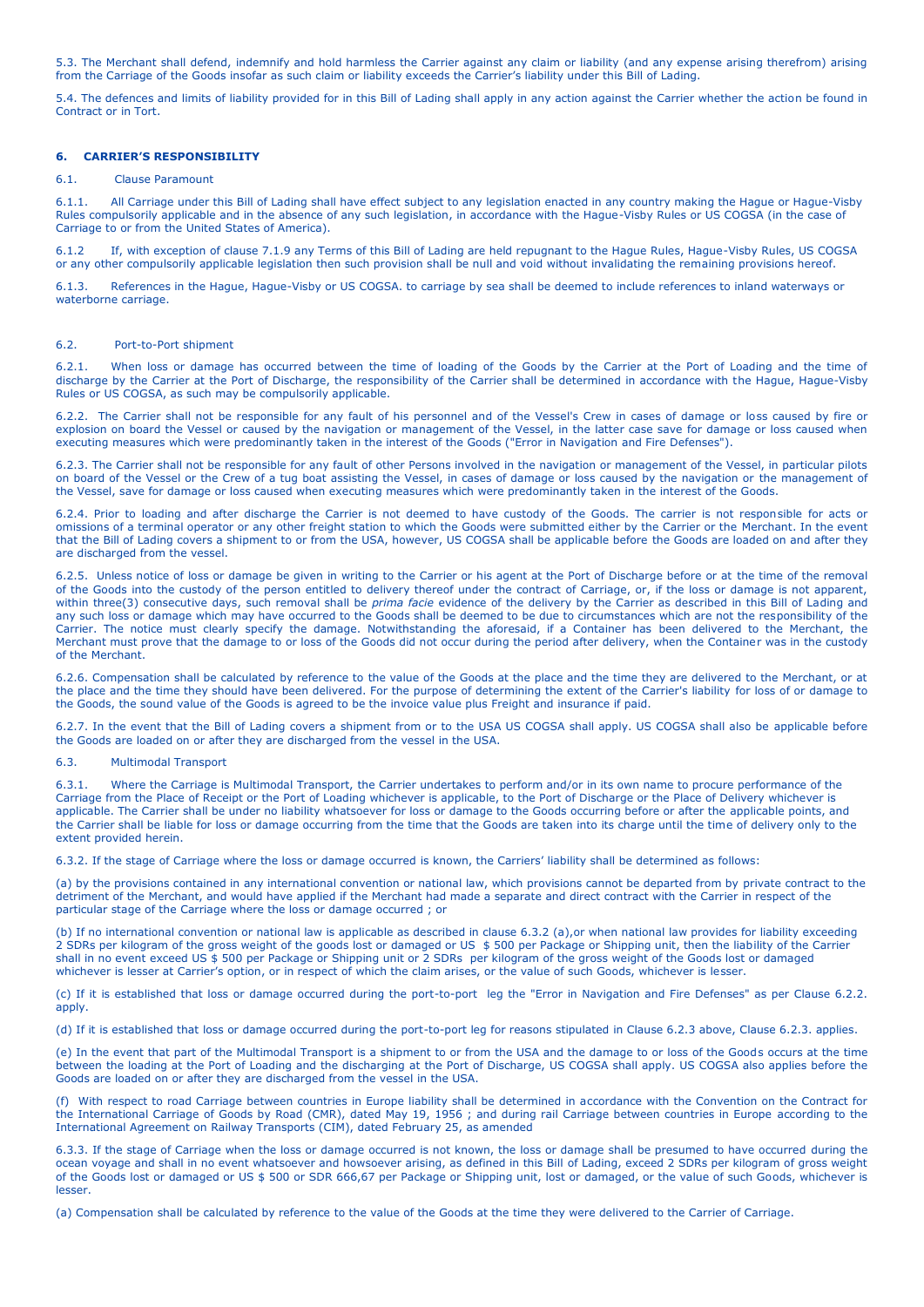5.3. The Merchant shall defend, indemnify and hold harmless the Carrier against any claim or liability (and any expense arising therefrom) arising from the Carriage of the Goods insofar as such claim or liability exceeds the Carrier's liability under this Bill of Lading.

5.4. The defences and limits of liability provided for in this Bill of Lading shall apply in any action against the Carrier whether the action be found in Contract or in Tort.

## 6. CARRIER'S RESPONSIBILITY

6.1. Clause Paramount

6.1.1. All Carriage under this Bill of Lading shall have effect subject to any legislation enacted in any country making the Hague or Hague-Visby Rules compulsorily applicable and in the absence of any such legislation, in accordance with the Hague-Visby Rules or US COGSA (in the case of Carriage to or from the United States of America).

6.1.2 If, with exception of clause 7.1.9 any Terms of this Bill of Lading are held repugnant to the Hague Rules, Hague-Visby Rules, US COGSA or any other compulsorily applicable legislation then such provision shall be null and void without invalidating the remaining provisions hereof.

6.1.3. References in the Hague, Hague-Visby or US COGSA. to carriage by sea shall be deemed to include references to inland waterways or waterborne carriage.

6.2. Port-to-Port shipment

6.2.1. When loss or damage has occurred between the time of loading of the Goods by the Carrier at the Port of Loading and the time of discharge by the Carrier at the Port of Discharge, the responsibility of the Carrier shall be determined in accordance with the Hague, Hague-Visby Rules or US COGSA, as such may be compulsorily applicable.

6.2.2. The Carrier shall not be responsible for any fault of his personnel and of the Vessel's Crew in cases of damage or loss caused by fire or explosion on board the Vessel or caused by the navigation or management of the Vessel, in the latter case save for damage or loss caused when executing measures which were predominantly taken in the interest of the Goods ("Error in Navigation and Fire Defenses").

6.2.3. The Carrier shall not be responsible for any fault of other Persons involved in the navigation or management of the Vessel, in particular pilots on board of the Vessel or the Crew of a tug boat assisting the Vessel, in cases of damage or loss caused by the navigation or the management of the Vessel, save for damage or loss caused when executing measures which were predominantly taken in the interest of the Goods.

6.2.4. Prior to loading and after discharge the Carrier is not deemed to have custody of the Goods. The carrier is not responsible for acts or omissions of a terminal operator or any other freight station to which the Goods were submitted either by the Carrier or the Merchant. In the event that the Bill of Lading covers a shipment to or from the USA, however, US COGSA shall be applicable before the Goods are loaded on and after they are discharged from the vessel.

6.2.5. Unless notice of loss or damage be given in writing to the Carrier or his agent at the Port of Discharge before or at the time of the removal of the Goods into the custody of the person entitled to delivery thereof under the contract of Carriage, or, if the loss or damage is not apparent, within three(3) consecutive days, such removal shall be *prima facie* evidence of the delivery by the Carrier as described in this Bill of Lading and any such loss or damage which may have occurred to the Goods shall be deemed to be due to circumstances which are not the responsibility of the Carrier. The notice must clearly specify the damage. Notwithstanding the aforesaid, if a Container has been delivered to the Merchant, the Merchant must prove that the damage to or loss of the Goods did not occur during the period after delivery, when the Container was in the custody of the Merchant.

6.2.6. Compensation shall be calculated by reference to the value of the Goods at the place and the time they are delivered to the Merchant, or at the place and the time they should have been delivered. For the purpose of determining the extent of the Carrier's liability for loss of or damage to the Goods, the sound value of the Goods is agreed to be the invoice value plus Freight and insurance if paid.

6.2.7. In the event that the Bill of Lading covers a shipment from or to the USA US COGSA shall apply. US COGSA shall also be applicable before the Goods are loaded on or after they are discharged from the vessel in the USA.

6.3. Multimodal Transport

6.3.1. Where the Carriage is Multimodal Transport, the Carrier undertakes to perform and/or in its own name to procure performance of the Carriage from the Place of Receipt or the Port of Loading whichever is applicable, to the Port of Discharge or the Place of Delivery whichever is applicable. The Carrier shall be under no liability whatsoever for loss or damage to the Goods occurring before or after the applicable points, and the Carrier shall be liable for loss or damage occurring from the time that the Goods are taken into its charge until the time of delivery only to the extent provided herein.

6.3.2. If the stage of Carriage where the loss or damage occurred is known, the Carriers' liability shall be determined as follows:

(a) by the provisions contained in any international convention or national law, which provisions cannot be departed from by private contract to the detriment of the Merchant, and would have applied if the Merchant had made a separate and direct contract with the Carrier in respect of the particular stage of the Carriage where the loss or damage occurred ; or

(b) If no international convention or national law is applicable as described in clause 6.3.2 (a),or when national law provides for liability exceeding 2 SDRs per kilogram of the gross weight of the goods lost or damaged or US $ 500 per Package or Shipping unit, then the liability of the Carrier shall in no event exceed US $ 500 per Package or Shipping unit or 2 SDRs per kilogram of the gross weight of the Goods lost or damaged whichever is lesser at Carrier's option, or in respect of which the claim arises, or the value of such Goods, whichever is lesser.

(c) If it is established that loss or damage occurred during the port-to-port leg the "Error in Navigation and Fire Defenses" as per Clause 6.2.2. apply.

(d) If it is established that loss or damage occurred during the port-to-port leg for reasons stipulated in Clause 6.2.3 above, Clause 6.2.3. applies.

(e) In the event that part of the Multimodal Transport is a shipment to or from the USA and the damage to or loss of the Goods occurs at the time between the loading at the Port of Loading and the discharging at the Port of Discharge, US COGSA shall apply. US COGSA also applies before the Goods are loaded on or after they are discharged from the vessel in the USA.

(f) With respect to road Carriage between countries in Europe liability shall be determined in accordance with the Convention on the Contract for the International Carriage of Goods by Road (CMR), dated May 19, 1956 ; and during rail Carriage between countries in Europe according to the International Agreement on Railway Transports (CIM), dated February 25, as amended

6.3.3. If the stage of Carriage when the loss or damage occurred is not known, the loss or damage shall be presumed to have occurred during the ocean voyage and shall in no event whatsoever and howsoever arising, as defined in this Bill of Lading, exceed 2 SDRs per kilogram of gross weight of the Goods lost or damaged or US $ 500 or SDR 666,67 per Package or Shipping unit, lost or damaged, or the value of such Goods, whichever is lesser.

(a) Compensation shall be calculated by reference to the value of the Goods at the time they were delivered to the Carrier of Carriage.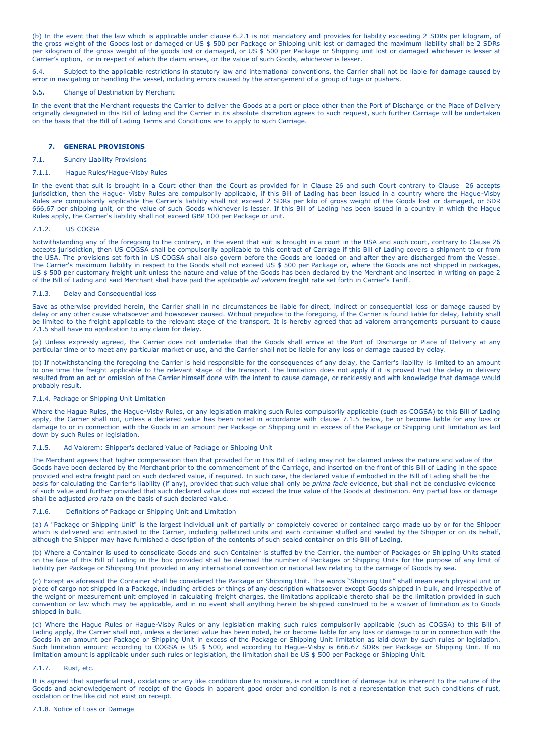(b) In the event that the law which is applicable under clause 6.2.1 is not mandatory and provides for liability exceeding 2 SDRs per kilogram, of the gross weight of the Goods lost or damaged or US $ 500 per Package or Shipping unit lost or damaged the maximum liability shall be 2 SDRs per kilogram of the gross weight of the goods lost or damaged, or US $ 500 per Package or Shipping unit lost or damaged whichever is lesser at Carrier's option, or in respect of which the claim arises, or the value of such Goods, whichever is lesser.

6.4. Subject to the applicable restrictions in statutory law and international conventions, the Carrier shall not be liable for damage caused by error in navigating or handling the vessel, including errors caused by the arrangement of a group of tugs or pushers.

6.5. Change of Destination by Merchant

In the event that the Merchant requests the Carrier to deliver the Goods at a port or place other than the Port of Discharge or the Place of Delivery originally designated in this Bill of lading and the Carrier in its absolute discretion agrees to such request, such further Carriage will be undertaken on the basis that the Bill of Lading Terms and Conditions are to apply to such Carriage.

## 7. GENERAL PROVISIONS

7.1. Sundry Liability Provisions

7.1.1. Hague Rules/Hague-Visby Rules

In the event that suit is brought in a Court other than the Court as provided for in Clause 26 and such Court contrary to Clause 26 accepts jurisdiction, then the Hague- Visby Rules are compulsorily applicable, if this Bill of Lading has been issued in a country where the Hague-Visby Rules are compulsorily applicable the Carrier's liability shall not exceed 2 SDRs per kilo of gross weight of the Goods lost or damaged, or SDR 666,67 per shipping unit, or the value of such Goods whichever is lesser. If this Bill of Lading has been issued in a country in which the Hague Rules apply, the Carrier's liability shall not exceed GBP 100 per Package or unit.

7.1.2. US COGSA

Notwithstanding any of the foregoing to the contrary, in the event that suit is brought in a court in the USA and such court, contrary to Clause 26 accepts jurisdiction, then US COGSA shall be compulsorily applicable to this contract of Carriage if this Bill of Lading covers a shipment to or from the USA. The provisions set forth in US COGSA shall also govern before the Goods are loaded on and after they are discharged from the Vessel. The Carrier's maximum liability in respect to the Goods shall not exceed US $ 500 per Package or, where the Goods are not shipped in packages, US $ 500 per customary freight unit unless the nature and value of the Goods has been declared by the Merchant and inserted in writing on page 2 of the Bill of Lading and said Merchant shall have paid the applicable *ad valorem* freight rate set forth in Carrier's Tariff.

7.1.3. Delay and Consequential loss

Save as otherwise provided herein, the Carrier shall in no circumstances be liable for direct, indirect or consequential loss or damage caused by delay or any other cause whatsoever and howsoever caused. Without prejudice to the foregoing, if the Carrier is found liable for delay, liability shall be limited to the freight applicable to the relevant stage of the transport. It is hereby agreed that ad valorem arrangements pursuant to clause 7.1.5 shall have no application to any claim for delay.

(a) Unless expressly agreed, the Carrier does not undertake that the Goods shall arrive at the Port of Discharge or Place of Delivery at any particular time or to meet any particular market or use, and the Carrier shall not be liable for any loss or damage caused by delay.

(b) If notwithstanding the foregoing the Carrier is held responsible for the consequences of any delay, the Carrier's liability is limited to an amount to one time the freight applicable to the relevant stage of the transport. The limitation does not apply if it is proved that the delay in delivery resulted from an act or omission of the Carrier himself done with the intent to cause damage, or recklessly and with knowledge that damage would probably result.

7.1.4. Package or Shipping Unit Limitation

Where the Hague Rules, the Hague-Visby Rules, or any legislation making such Rules compulsorily applicable (such as COGSA) to this Bill of Lading apply, the Carrier shall not, unless a declared value has been noted in accordance with clause 7.1.5 below, be or become liable for any loss or damage to or in connection with the Goods in an amount per Package or Shipping unit in excess of the Package or Shipping unit limitation as laid down by such Rules or legislation.

7.1.5. Ad Valorem: Shipper's declared Value of Package or Shipping Unit

The Merchant agrees that higher compensation than that provided for in this Bill of Lading may not be claimed unless the nature and value of the Goods have been declared by the Merchant prior to the commencement of the Carriage, and inserted on the front of this Bill of Lading in the space provided and extra freight paid on such declared value, if required. In such case, the declared value if embodied in the Bill of Lading shall be the basis for calculating the Carrier's liability (if any), provided that such value shall only be *prima facie* evidence, but shall not be conclusive evidence of such value and further provided that such declared value does not exceed the true value of the Goods at destination. Any partial loss or damage shall be adjusted *pro rata* on the basis of such declared value.

7.1.6. Definitions of Package or Shipping Unit and Limitation

(a) A "Package or Shipping Unit" is the largest individual unit of partially or completely covered or contained cargo made up by or for the Shipper which is delivered and entrusted to the Carrier, including palletized units and each container stuffed and sealed by the Shipper or on its behalf, although the Shipper may have furnished a description of the contents of such sealed container on this Bill of Lading.

(b) Where a Container is used to consolidate Goods and such Container is stuffed by the Carrier, the number of Packages or Shipping Units stated on the face of this Bill of Lading in the box provided shall be deemed the number of Packages or Shipping Units for the purpose of any limit of liability per Package or Shipping Unit provided in any international convention or national law relating to the carriage of Goods by sea.

(c) Except as aforesaid the Container shall be considered the Package or Shipping Unit. The words "Shipping Unit" shall mean each physical unit or piece of cargo not shipped in a Package, including articles or things of any description whatsoever except Goods shipped in bulk, and irrespective of the weight or measurement unit employed in calculating freight charges, the limitations applicable thereto shall be the limitation provided in such convention or law which may be applicable, and in no event shall anything herein be shipped construed to be a waiver of limitation as to Goods shipped in bulk.

(d) Where the Hague Rules or Hague-Visby Rules or any legislation making such rules compulsorily applicable (such as COGSA) to this Bill of Lading apply, the Carrier shall not, unless a declared value has been noted, be or become liable for any loss or damage to or in connection with the Goods in an amount per Package or Shipping Unit in excess of the Package or Shipping Unit limitation as laid down by such rules or legislation. Such limitation amount according to COGSA is US $ 500, and according to Hague-Visby is 666.67 SDRs per Package or Shipping Unit. If no limitation amount is applicable under such rules or legislation, the limitation shall be US $ 500 per Package or Shipping Unit.

7.1.7. Rust, etc.

It is agreed that superficial rust, oxidations or any like condition due to moisture, is not a condition of damage but is inherent to the nature of the Goods and acknowledgement of receipt of the Goods in apparent good order and condition is not a representation that such conditions of rust, oxidation or the like did not exist on receipt.

7.1.8. Notice of Loss or Damage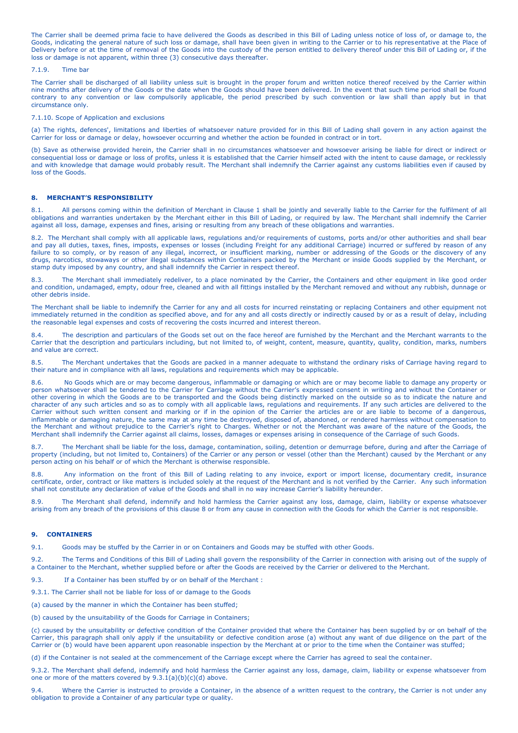The Carrier shall be deemed prima facie to have delivered the Goods as described in this Bill of Lading unless notice of loss of, or damage to, the Goods, indicating the general nature of such loss or damage, shall have been given in writing to the Carrier or to his representative at the Place of Delivery before or at the time of removal of the Goods into the custody of the person entitled to delivery thereof under this Bill of Lading or, if the loss or damage is not apparent, within three (3) consecutive days thereafter.

7.1.9. Time bar

The Carrier shall be discharged of all liability unless suit is brought in the proper forum and written notice thereof received by the Carrier within nine months after delivery of the Goods or the date when the Goods should have been delivered. In the event that such time period shall be found contrary to any convention or law compulsorily applicable, the period prescribed by such convention or law shall than apply but in that circumstance only.

7.1.10. Scope of Application and exclusions

(a) The rights, defences', limitations and liberties of whatsoever nature provided for in this Bill of Lading shall govern in any action against the Carrier for loss or damage or delay, howsoever occurring and whether the action be founded in contract or in tort.

(b) Save as otherwise provided herein, the Carrier shall in no circumstances whatsoever and howsoever arising be liable for direct or indirect or consequential loss or damage or loss of profits, unless it is established that the Carrier himself acted with the intent to cause damage, or recklessly and with knowledge that damage would probably result. The Merchant shall indemnify the Carrier against any customs liabilities even if caused by loss of the Goods.

## 8. MERCHANT'S RESPONSIBILITY

8.1. All persons coming within the definition of Merchant in Clause 1 shall be jointly and severally liable to the Carrier for the fulfilment of all obligations and warranties undertaken by the Merchant either in this Bill of Lading, or required by law. The Merchant shall indemnify the Carrier against all loss, damage, expenses and fines, arising or resulting from any breach of these obligations and warranties.

8.2. The Merchant shall comply with all applicable laws, regulations and/or requirements of customs, ports and/or other authorities and shall bear and pay all duties, taxes, fines, imposts, expenses or losses (including Freight for any additional Carriage) incurred or suffered by reason of any failure to so comply, or by reason of any illegal, incorrect, or insufficient marking, number or addressing of the Goods or the discovery of any drugs, narcotics, stowaways or other illegal substances within Containers packed by the Merchant or inside Goods supplied by the Merchant, or stamp duty imposed by any country, and shall indemnify the Carrier in respect thereof.

8.3. The Merchant shall immediately redeliver, to a place nominated by the Carrier, the Containers and other equipment in like good order and condition, undamaged, empty, odour free, cleaned and with all fittings installed by the Merchant removed and without any rubbish, dunnage or other debris inside.

The Merchant shall be liable to indemnify the Carrier for any and all costs for incurred reinstating or replacing Containers and other equipment not immediately returned in the condition as specified above, and for any and all costs directly or indirectly caused by or as a result of delay, including the reasonable legal expenses and costs of recovering the costs incurred and interest thereon.

8.4. The description and particulars of the Goods set out on the face hereof are furnished by the Merchant and the Merchant warrants to the Carrier that the description and particulars including, but not limited to, of weight, content, measure, quantity, quality, condition, marks, numbers and value are correct.

8.5. The Merchant undertakes that the Goods are packed in a manner adequate to withstand the ordinary risks of Carriage having regard to their nature and in compliance with all laws, regulations and requirements which may be applicable.

8.6. No Goods which are or may become dangerous, inflammable or damaging or which are or may become liable to damage any property or person whatsoever shall be tendered to the Carrier for Carriage without the Carrier's expressed consent in writing and without the Container or other covering in which the Goods are to be transported and the Goods being distinctly marked on the outside so as to indicate the nature and character of any such articles and so as to comply with all applicable laws, regulations and requirements. If any such articles are delivered to the Carrier without such written consent and marking or if in the opinion of the Carrier the articles are or are liable to become of a dangerous, inflammable or damaging nature, the same may at any time be destroyed, disposed of, abandoned, or rendered harmless without compensation to the Merchant and without prejudice to the Carrier's right to Charges. Whether or not the Merchant was aware of the nature of the Goods, the Merchant shall indemnify the Carrier against all claims, losses, damages or expenses arising in consequence of the Carriage of such Goods.

8.7. The Merchant shall be liable for the loss, damage, contamination, soiling, detention or demurrage before, during and after the Carriage of property (including, but not limited to, Containers) of the Carrier or any person or vessel (other than the Merchant) caused by the Merchant or any person acting on his behalf or of which the Merchant is otherwise responsible.

8.8. Any information on the front of this Bill of Lading relating to any invoice, export or import license, documentary credit, insurance certificate, order, contract or like matters is included solely at the request of the Merchant and is not verified by the Carrier. Any such information shall not constitute any declaration of value of the Goods and shall in no way increase Carrier's liability hereunder.

8.9. The Merchant shall defend, indemnify and hold harmless the Carrier against any loss, damage, claim, liability or expense whatsoever arising from any breach of the provisions of this clause 8 or from any cause in connection with the Goods for which the Carrier is not responsible.

## 9. CONTAINERS

9.1. Goods may be stuffed by the Carrier in or on Containers and Goods may be stuffed with other Goods.

9.2. The Terms and Conditions of this Bill of Lading shall govern the responsibility of the Carrier in connection with arising out of the supply of a Container to the Merchant, whether supplied before or after the Goods are received by the Carrier or delivered to the Merchant.

9.3. If a Container has been stuffed by or on behalf of the Merchant :

9.3.1. The Carrier shall not be liable for loss of or damage to the Goods

(a) caused by the manner in which the Container has been stuffed;

(b) caused by the unsuitability of the Goods for Carriage in Containers;

(c) caused by the unsuitability or defective condition of the Container provided that where the Container has been supplied by or on behalf of the Carrier, this paragraph shall only apply if the unsuitability or defective condition arose (a) without any want of due diligence on the part of the Carrier or (b) would have been apparent upon reasonable inspection by the Merchant at or prior to the time when the Container was stuffed;

(d) if the Container is not sealed at the commencement of the Carriage except where the Carrier has agreed to seal the container.

9.3.2. The Merchant shall defend, indemnify and hold harmless the Carrier against any loss, damage, claim, liability or expense whatsoever from one or more of the matters covered by 9.3.1(a)(b)(c)(d) above.

9.4. Where the Carrier is instructed to provide a Container, in the absence of a written request to the contrary, the Carrier is not under any obligation to provide a Container of any particular type or quality.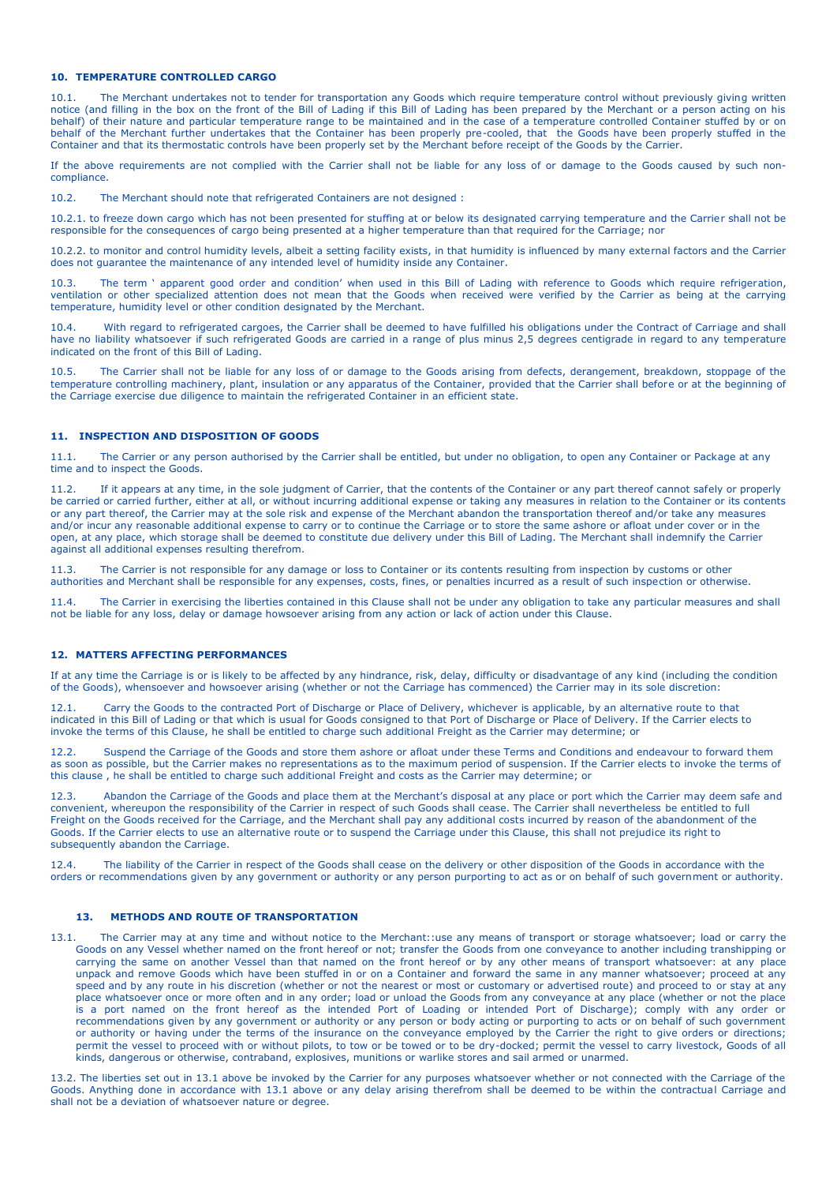#### 10. TEMPERATURE CONTROLLED CARGO

10.1. The Merchant undertakes not to tender for transportation any Goods which require temperature control without previously giving written notice (and filling in the box on the front of the Bill of Lading if this Bill of Lading has been prepared by the Merchant or a person acting on his behalf) of their nature and particular temperature range to be maintained and in the case of a temperature controlled Container stuffed by or on behalf of the Merchant further undertakes that the Container has been properly pre-cooled, that the Goods have been properly stuffed in the Container and that its thermostatic controls have been properly set by the Merchant before receipt of the Goods by the Carrier.

If the above requirements are not complied with the Carrier shall not be liable for any loss of or damage to the Goods caused by such non-compliance.

10.2. The Merchant should note that refrigerated Containers are not designed :

10.2.1. to freeze down cargo which has not been presented for stuffing at or below its designated carrying temperature and the Carrier shall not be responsible for the consequences of cargo being presented at a higher temperature than that required for the Carriage; nor

10.2.2. to monitor and control humidity levels, albeit a setting facility exists, in that humidity is influenced by many external factors and the Carrier does not guarantee the maintenance of any intended level of humidity inside any Container.

10.3. The term ' apparent good order and condition' when used in this Bill of Lading with reference to Goods which require refrigeration, ventilation or other specialized attention does not mean that the Goods when received were verified by the Carrier as being at the carrying temperature, humidity level or other condition designated by the Merchant.

10.4. With regard to refrigerated cargoes, the Carrier shall be deemed to have fulfilled his obligations under the Contract of Carriage and shall have no liability whatsoever if such refrigerated Goods are carried in a range of plus minus 2,5 degrees centigrade in regard to any temperature indicated on the front of this Bill of Lading.

10.5. The Carrier shall not be liable for any loss of or damage to the Goods arising from defects, derangement, breakdown, stoppage of the temperature controlling machinery, plant, insulation or any apparatus of the Container, provided that the Carrier shall before or at the beginning of the Carriage exercise due diligence to maintain the refrigerated Container in an efficient state.

#### 11. INSPECTION AND DISPOSITION OF GOODS

11.1. The Carrier or any person authorised by the Carrier shall be entitled, but under no obligation, to open any Container or Package at any time and to inspect the Goods.

11.2. If it appears at any time, in the sole judgment of Carrier, that the contents of the Container or any part thereof cannot safely or properly be carried or carried further, either at all, or without incurring additional expense or taking any measures in relation to the Container or its contents or any part thereof, the Carrier may at the sole risk and expense of the Merchant abandon the transportation thereof and/or take any measures and/or incur any reasonable additional expense to carry or to continue the Carriage or to store the same ashore or afloat under cover or in the open, at any place, which storage shall be deemed to constitute due delivery under this Bill of Lading. The Merchant shall indemnify the Carrier against all additional expenses resulting therefrom.

11.3. The Carrier is not responsible for any damage or loss to Container or its contents resulting from inspection by customs or other authorities and Merchant shall be responsible for any expenses, costs, fines, or penalties incurred as a result of such inspection or otherwise.

11.4. The Carrier in exercising the liberties contained in this Clause shall not be under any obligation to take any particular measures and shall not be liable for any loss, delay or damage howsoever arising from any action or lack of action under this Clause.

#### 12. MATTERS AFFECTING PERFORMANCES

If at any time the Carriage is or is likely to be affected by any hindrance, risk, delay, difficulty or disadvantage of any kind (including the condition of the Goods), whensoever and howsoever arising (whether or not the Carriage has commenced) the Carrier may in its sole discretion:

12.1. Carry the Goods to the contracted Port of Discharge or Place of Delivery, whichever is applicable, by an alternative route to that indicated in this Bill of Lading or that which is usual for Goods consigned to that Port of Discharge or Place of Delivery. If the Carrier elects to invoke the terms of this Clause, he shall be entitled to charge such additional Freight as the Carrier may determine; or

12.2. Suspend the Carriage of the Goods and store them ashore or afloat under these Terms and Conditions and endeavour to forward them as soon as possible, but the Carrier makes no representations as to the maximum period of suspension. If the Carrier elects to invoke the terms of this clause , he shall be entitled to charge such additional Freight and costs as the Carrier may determine; or

12.3. Abandon the Carriage of the Goods and place them at the Merchant's disposal at any place or port which the Carrier may deem safe and convenient, whereupon the responsibility of the Carrier in respect of such Goods shall cease. The Carrier shall nevertheless be entitled to full Freight on the Goods received for the Carriage, and the Merchant shall pay any additional costs incurred by reason of the abandonment of the Goods. If the Carrier elects to use an alternative route or to suspend the Carriage under this Clause, this shall not prejudice its right to subsequently abandon the Carriage.

12.4. The liability of the Carrier in respect of the Goods shall cease on the delivery or other disposition of the Goods in accordance with the orders or recommendations given by any government or authority or any person purporting to act as or on behalf of such government or authority.

#### 13. METHODS AND ROUTE OF TRANSPORTATION

13.1. The Carrier may at any time and without notice to the Merchant::use any means of transport or storage whatsoever; load or carry the Goods on any Vessel whether named on the front hereof or not; transfer the Goods from one conveyance to another including transhipping or carrying the same on another Vessel than that named on the front hereof or by any other means of transport whatsoever: at any place unpack and remove Goods which have been stuffed in or on a Container and forward the same in any manner whatsoever; proceed at any speed and by any route in his discretion (whether or not the nearest or most or customary or advertised route) and proceed to or stay at any place whatsoever once or more often and in any order; load or unload the Goods from any conveyance at any place (whether or not the place is a port named on the front hereof as the intended Port of Loading or intended Port of Discharge); comply with any order or recommendations given by any government or authority or any person or body acting or purporting to acts or on behalf of such government or authority or having under the terms of the insurance on the conveyance employed by the Carrier the right to give orders or directions; permit the vessel to proceed with or without pilots, to tow or be towed or to be dry-docked; permit the vessel to carry livestock, Goods of all kinds, dangerous or otherwise, contraband, explosives, munitions or warlike stores and sail armed or unarmed.

13.2. The liberties set out in 13.1 above be invoked by the Carrier for any purposes whatsoever whether or not connected with the Carriage of the Goods. Anything done in accordance with 13.1 above or any delay arising therefrom shall be deemed to be within the contractual Carriage and shall not be a deviation of whatsoever nature or degree.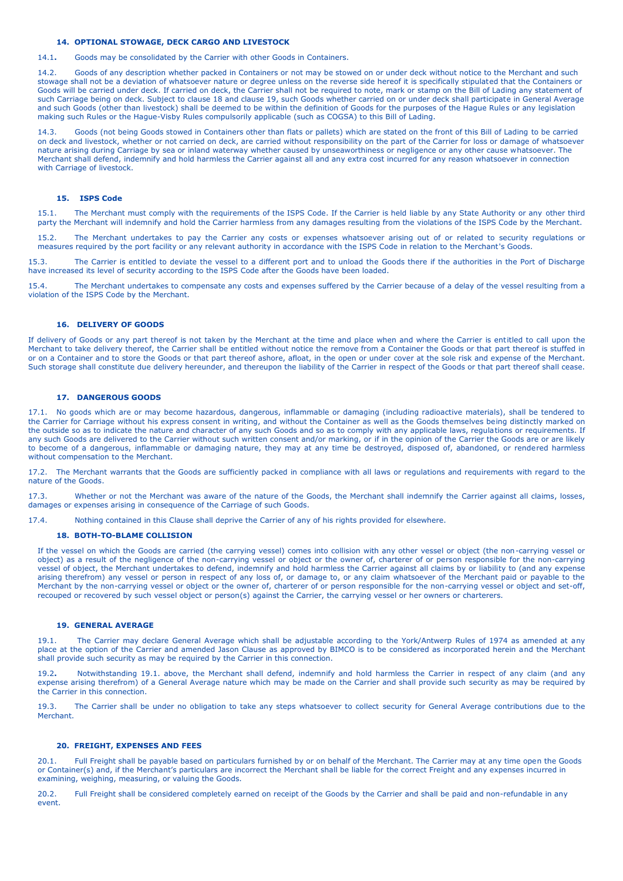## 14. OPTIONAL STOWAGE, DECK CARGO AND LIVESTOCK

14.1. Goods may be consolidated by the Carrier with other Goods in Containers.

14.2. Goods of any description whether packed in Containers or not may be stowed on or under deck without notice to the Merchant and such stowage shall not be a deviation of whatsoever nature or degree unless on the reverse side hereof it is specifically stipulated that the Containers or Goods will be carried under deck. If carried on deck, the Carrier shall not be required to note, mark or stamp on the Bill of Lading any statement of such Carriage being on deck. Subject to clause 18 and clause 19, such Goods whether carried on or under deck shall participate in General Average and such Goods (other than livestock) shall be deemed to be within the definition of Goods for the purposes of the Hague Rules or any legislation making such Rules or the Hague-Visby Rules compulsorily applicable (such as COGSA) to this Bill of Lading.

14.3. Goods (not being Goods stowed in Containers other than flats or pallets) which are stated on the front of this Bill of Lading to be carried on deck and livestock, whether or not carried on deck, are carried without responsibility on the part of the Carrier for loss or damage of whatsoever nature arising during Carriage by sea or inland waterway whether caused by unseaworthiness or negligence or any other cause whatsoever. The Merchant shall defend, indemnify and hold harmless the Carrier against all and any extra cost incurred for any reason whatsoever in connection with Carriage of livestock.

## 15. ISPS Code

15.1. The Merchant must comply with the requirements of the ISPS Code. If the Carrier is held liable by any State Authority or any other third party the Merchant will indemnify and hold the Carrier harmless from any damages resulting from the violations of the ISPS Code by the Merchant.

15.2. The Merchant undertakes to pay the Carrier any costs or expenses whatsoever arising out of or related to security regulations or measures required by the port facility or any relevant authority in accordance with the ISPS Code in relation to the Merchant's Goods.

15.3. The Carrier is entitled to deviate the vessel to a different port and to unload the Goods there if the authorities in the Port of Discharge have increased its level of security according to the ISPS Code after the Goods have been loaded.

15.4. The Merchant undertakes to compensate any costs and expenses suffered by the Carrier because of a delay of the vessel resulting from a violation of the ISPS Code by the Merchant.

## 16. DELIVERY OF GOODS

If delivery of Goods or any part thereof is not taken by the Merchant at the time and place when and where the Carrier is entitled to call upon the Merchant to take delivery thereof, the Carrier shall be entitled without notice the remove from a Container the Goods or that part thereof is stuffed in or on a Container and to store the Goods or that part thereof ashore, afloat, in the open or under cover at the sole risk and expense of the Merchant. Such storage shall constitute due delivery hereunder, and thereupon the liability of the Carrier in respect of the Goods or that part thereof shall cease.

## 17. DANGEROUS GOODS

17.1. No goods which are or may become hazardous, dangerous, inflammable or damaging (including radioactive materials), shall be tendered to the Carrier for Carriage without his express consent in writing, and without the Container as well as the Goods themselves being distinctly marked on the outside so as to indicate the nature and character of any such Goods and so as to comply with any applicable laws, regulations or requirements. If any such Goods are delivered to the Carrier without such written consent and/or marking, or if in the opinion of the Carrier the Goods are or are likely to become of a dangerous, inflammable or damaging nature, they may at any time be destroyed, disposed of, abandoned, or rendered harmless without compensation to the Merchant.

17.2. The Merchant warrants that the Goods are sufficiently packed in compliance with all laws or regulations and requirements with regard to the nature of the Goods.

17.3. Whether or not the Merchant was aware of the nature of the Goods, the Merchant shall indemnify the Carrier against all claims, losses, damages or expenses arising in consequence of the Carriage of such Goods.

17.4. Nothing contained in this Clause shall deprive the Carrier of any of his rights provided for elsewhere.

## 18. BOTH-TO-BLAME COLLISION

If the vessel on which the Goods are carried (the carrying vessel) comes into collision with any other vessel or object (the non-carrying vessel or object) as a result of the negligence of the non-carrying vessel or object or the owner of, charterer of or person responsible for the non-carrying vessel of object, the Merchant undertakes to defend, indemnify and hold harmless the Carrier against all claims by or liability to (and any expense arising therefrom) any vessel or person in respect of any loss of, or damage to, or any claim whatsoever of the Merchant paid or payable to the Merchant by the non-carrying vessel or object or the owner of, charterer of or person responsible for the non-carrying vessel or object and set-off, recouped or recovered by such vessel object or person(s) against the Carrier, the carrying vessel or her owners or charterers.

## 19. GENERAL AVERAGE

19.1. The Carrier may declare General Average which shall be adjustable according to the York/Antwerp Rules of 1974 as amended at any place at the option of the Carrier and amended Jason Clause as approved by BIMCO is to be considered as incorporated herein and the Merchant shall provide such security as may be required by the Carrier in this connection.

19.2. Notwithstanding 19.1. above, the Merchant shall defend, indemnify and hold harmless the Carrier in respect of any claim (and any expense arising therefrom) of a General Average nature which may be made on the Carrier and shall provide such security as may be required by the Carrier in this connection.

19.3. The Carrier shall be under no obligation to take any steps whatsoever to collect security for General Average contributions due to the Merchant.

## 20. FREIGHT, EXPENSES AND FEES

20.1. Full Freight shall be payable based on particulars furnished by or on behalf of the Merchant. The Carrier may at any time open the Goods or Container(s) and, if the Merchant's particulars are incorrect the Merchant shall be liable for the correct Freight and any expenses incurred in examining, weighing, measuring, or valuing the Goods.

20.2. Full Freight shall be considered completely earned on receipt of the Goods by the Carrier and shall be paid and non-refundable in any event.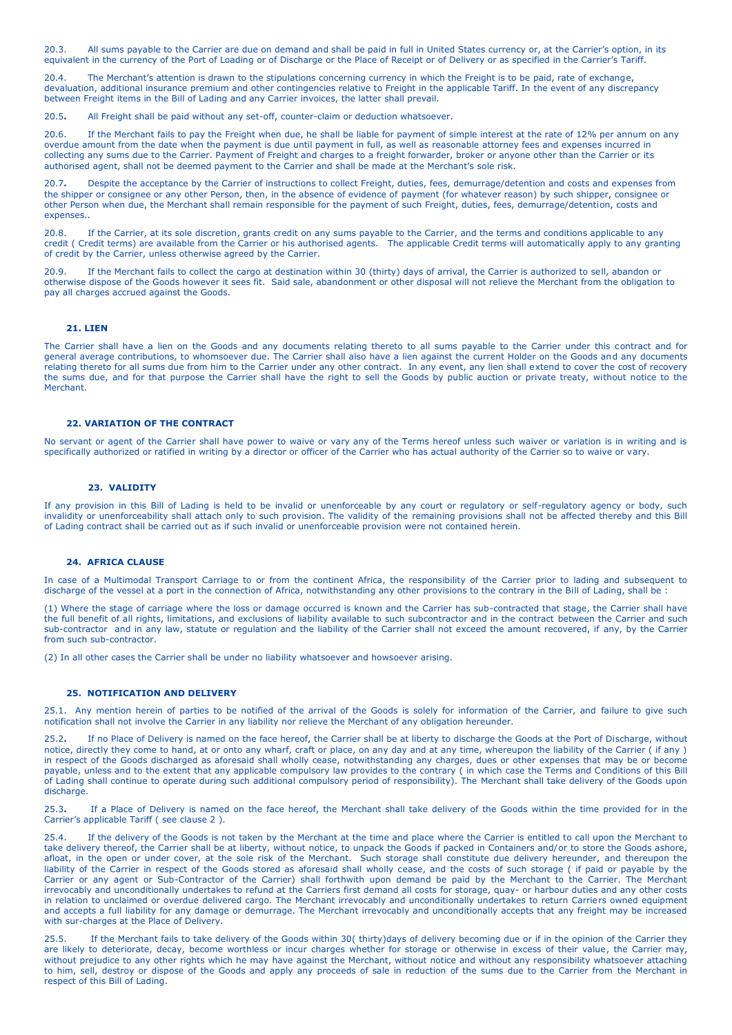20.3. All sums payable to the Carrier are due on demand and shall be paid in full in United States currency or, at the Carrier's option, in its equivalent in the currency of the Port of Loading or of Discharge or the Place of Receipt or of Delivery or as specified in the Carrier's Tariff.

20.4. The Merchant's attention is drawn to the stipulations concerning currency in which the Freight is to be paid, rate of exchange, devaluation, additional insurance premium and other contingencies relative to Freight in the applicable Tariff. In the event of any discrepancy between Freight items in the Bill of Lading and any Carrier invoices, the latter shall prevail.

20.5. All Freight shall be paid without any set-off, counter-claim or deduction whatsoever.

20.6. If the Merchant fails to pay the Freight when due, he shall be liable for payment of simple interest at the rate of 12% per annum on any overdue amount from the date when the payment is due until payment in full, as well as reasonable attorney fees and expenses incurred in collecting any sums due to the Carrier. Payment of Freight and charges to a freight forwarder, broker or anyone other than the Carrier or its authorised agent, shall not be deemed payment to the Carrier and shall be made at the Merchant's sole risk.

20.7. Despite the acceptance by the Carrier of instructions to collect Freight, duties, fees, demurrage/detention and costs and expenses from the shipper or consignee or any other Person, then, in the absence of evidence of payment (for whatever reason) by such shipper, consignee or other Person when due, the Merchant shall remain responsible for the payment of such Freight, duties, fees, demurrage/detention, costs and expenses..

20.8. If the Carrier, at its sole discretion, grants credit on any sums payable to the Carrier, and the terms and conditions applicable to any credit ( Credit terms) are available from the Carrier or his authorised agents. The applicable Credit terms will automatically apply to any granting of credit by the Carrier, unless otherwise agreed by the Carrier.

20.9. If the Merchant fails to collect the cargo at destination within 30 (thirty) days of arrival, the Carrier is authorized to sell, abandon or otherwise dispose of the Goods however it sees fit. Said sale, abandonment or other disposal will not relieve the Merchant from the obligation to pay all charges accrued against the Goods.

## 21. LIEN

The Carrier shall have a lien on the Goods and any documents relating thereto to all sums payable to the Carrier under this contract and for general average contributions, to whomsoever due. The Carrier shall also have a lien against the current Holder on the Goods and any documents relating thereto for all sums due from him to the Carrier under any other contract. In any event, any lien shall extend to cover the cost of recovery the sums due, and for that purpose the Carrier shall have the right to sell the Goods by public auction or private treaty, without notice to the Merchant.

## 22. VARIATION OF THE CONTRACT

No servant or agent of the Carrier shall have power to waive or vary any of the Terms hereof unless such waiver or variation is in writing and is specifically authorized or ratified in writing by a director or officer of the Carrier who has actual authority of the Carrier so to waive or vary.

## 23. VALIDITY

If any provision in this Bill of Lading is held to be invalid or unenforceable by any court or regulatory or self-regulatory agency or body, such invalidity or unenforceability shall attach only to such provision. The validity of the remaining provisions shall not be affected thereby and this Bill of Lading contract shall be carried out as if such invalid or unenforceable provision were not contained herein.

## 24. AFRICA CLAUSE

In case of a Multimodal Transport Carriage to or from the continent Africa, the responsibility of the Carrier prior to lading and subsequent to discharge of the vessel at a port in the connection of Africa, notwithstanding any other provisions to the contrary in the Bill of Lading, shall be :

(1) Where the stage of carriage where the loss or damage occurred is known and the Carrier has sub-contracted that stage, the Carrier shall have the full benefit of all rights, limitations, and exclusions of liability available to such subcontractor and in the contract between the Carrier and such sub-contractor and in any law, statute or regulation and the liability of the Carrier shall not exceed the amount recovered, if any, by the Carrier from such sub-contractor.

(2) In all other cases the Carrier shall be under no liability whatsoever and howsoever arising.

## 25. NOTIFICATION AND DELIVERY

25.1. Any mention herein of parties to be notified of the arrival of the Goods is solely for information of the Carrier, and failure to give such notification shall not involve the Carrier in any liability nor relieve the Merchant of any obligation hereunder.

25.2. If no Place of Delivery is named on the face hereof, the Carrier shall be at liberty to discharge the Goods at the Port of Discharge, without notice, directly they come to hand, at or onto any wharf, craft or place, on any day and at any time, whereupon the liability of the Carrier ( if any ) in respect of the Goods discharged as aforesaid shall wholly cease, notwithstanding any charges, dues or other expenses that may be or become payable, unless and to the extent that any applicable compulsory law provides to the contrary ( in which case the Terms and Conditions of this Bill of Lading shall continue to operate during such additional compulsory period of responsibility). The Merchant shall take delivery of the Goods upon discharge.

25.3. If a Place of Delivery is named on the face hereof, the Merchant shall take delivery of the Goods within the time provided for in the Carrier's applicable Tariff ( see clause 2 ).

25.4. If the delivery of the Goods is not taken by the Merchant at the time and place where the Carrier is entitled to call upon the Merchant to take delivery thereof, the Carrier shall be at liberty, without notice, to unpack the Goods if packed in Containers and/or to store the Goods ashore, afloat, in the open or under cover, at the sole risk of the Merchant. Such storage shall constitute due delivery hereunder, and thereupon the liability of the Carrier in respect of the Goods stored as aforesaid shall wholly cease, and the costs of such storage ( if paid or payable by the Carrier or any agent or Sub-Contractor of the Carrier) shall forthwith upon demand be paid by the Merchant to the Carrier. The Merchant irrevocably and unconditionally undertakes to refund at the Carriers first demand all costs for storage, quay- or harbour duties and any other costs in relation to unclaimed or overdue delivered cargo. The Merchant irrevocably and unconditionally undertakes to return Carriers owned equipment and accepts a full liability for any damage or demurrage. The Merchant irrevocably and unconditionally accepts that any freight may be increased with sur-charges at the Place of Delivery.

25.5. If the Merchant fails to take delivery of the Goods within 30( thirty)days of delivery becoming due or if in the opinion of the Carrier they are likely to deteriorate, decay, become worthless or incur charges whether for storage or otherwise in excess of their value, the Carrier may, without prejudice to any other rights which he may have against the Merchant, without notice and without any responsibility whatsoever attaching to him, sell, destroy or dispose of the Goods and apply any proceeds of sale in reduction of the sums due to the Carrier from the Merchant in respect of this Bill of Lading.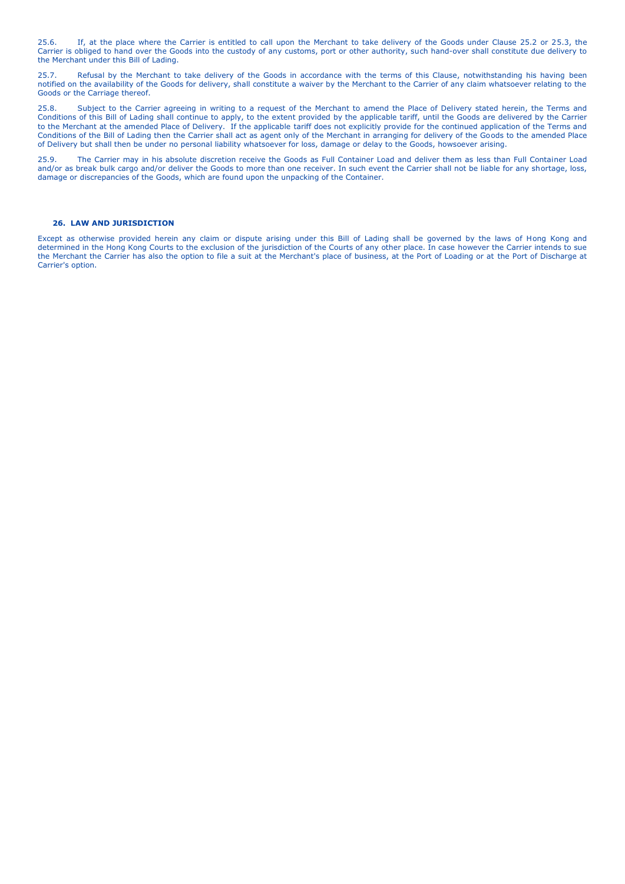25.6. If, at the place where the Carrier is entitled to call upon the Merchant to take delivery of the Goods under Clause 25.2 or 25.3, the Carrier is obliged to hand over the Goods into the custody of any customs, port or other authority, such hand-over shall constitute due delivery to the Merchant under this Bill of Lading.

25.7. Refusal by the Merchant to take delivery of the Goods in accordance with the terms of this Clause, notwithstanding his having been notified on the availability of the Goods for delivery, shall constitute a waiver by the Merchant to the Carrier of any claim whatsoever relating to the Goods or the Carriage thereof.

25.8. Subject to the Carrier agreeing in writing to a request of the Merchant to amend the Place of Delivery stated herein, the Terms and Conditions of this Bill of Lading shall continue to apply, to the extent provided by the applicable tariff, until the Goods are delivered by the Carrier to the Merchant at the amended Place of Delivery. If the applicable tariff does not explicitly provide for the continued application of the Terms and Conditions of the Bill of Lading then the Carrier shall act as agent only of the Merchant in arranging for delivery of the Goods to the amended Place of Delivery but shall then be under no personal liability whatsoever for loss, damage or delay to the Goods, howsoever arising.

25.9. The Carrier may in his absolute discretion receive the Goods as Full Container Load and deliver them as less than Full Container Load and/or as break bulk cargo and/or deliver the Goods to more than one receiver. In such event the Carrier shall not be liable for any shortage, loss, damage or discrepancies of the Goods, which are found upon the unpacking of the Container.

## 26. LAW AND JURISDICTION

Except as otherwise provided herein any claim or dispute arising under this Bill of Lading shall be governed by the laws of Hong Kong and determined in the Hong Kong Courts to the exclusion of the jurisdiction of the Courts of any other place. In case however the Carrier intends to sue the Merchant the Carrier has also the option to file a suit at the Merchant's place of business, at the Port of Loading or at the Port of Discharge at Carrier's option.